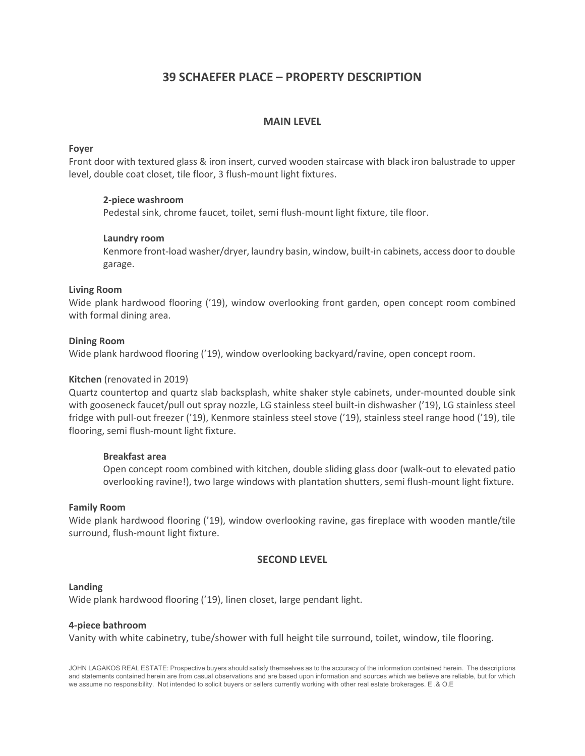# 39 SCHAEFER PLACE – PROPERTY DESCRIPTION

## MAIN LEVEL

**Foyer**
Front door with textured glass & iron insert, curved wooden staircase with black iron balustrade to upper level, double coat closet, tile floor, 3 flush-mount light fixtures.

> **2-piece washroom**
> Pedestal sink, chrome faucet, toilet, semi flush-mount light fixture, tile floor.
>
> **Laundry room**
> Kenmore front-load washer/dryer, laundry basin, window, built-in cabinets, access door to double garage.

**Living Room**
Wide plank hardwood flooring ('19), window overlooking front garden, open concept room combined with formal dining area.

**Dining Room**
Wide plank hardwood flooring ('19), window overlooking backyard/ravine, open concept room.

**Kitchen** (renovated in 2019)
Quartz countertop and quartz slab backsplash, white shaker style cabinets, under-mounted double sink with gooseneck faucet/pull out spray nozzle, LG stainless steel built-in dishwasher ('19), LG stainless steel fridge with pull-out freezer ('19), Kenmore stainless steel stove ('19), stainless steel range hood ('19), tile flooring, semi flush-mount light fixture.

> **Breakfast area**
> Open concept room combined with kitchen, double sliding glass door (walk-out to elevated patio overlooking ravine!), two large windows with plantation shutters, semi flush-mount light fixture.

**Family Room**
Wide plank hardwood flooring ('19), window overlooking ravine, gas fireplace with wooden mantle/tile surround, flush-mount light fixture.

## SECOND LEVEL

**Landing**
Wide plank hardwood flooring ('19), linen closet, large pendant light.

**4-piece bathroom**
Vanity with white cabinetry, tube/shower with full height tile surround, toilet, window, tile flooring.

JOHN LAGAKOS REAL ESTATE: Prospective buyers should satisfy themselves as to the accuracy of the information contained herein. The descriptions and statements contained herein are from casual observations and are based upon information and sources which we believe are reliable, but for which we assume no responsibility. Not intended to solicit buyers or sellers currently working with other real estate brokerages. E .& O.E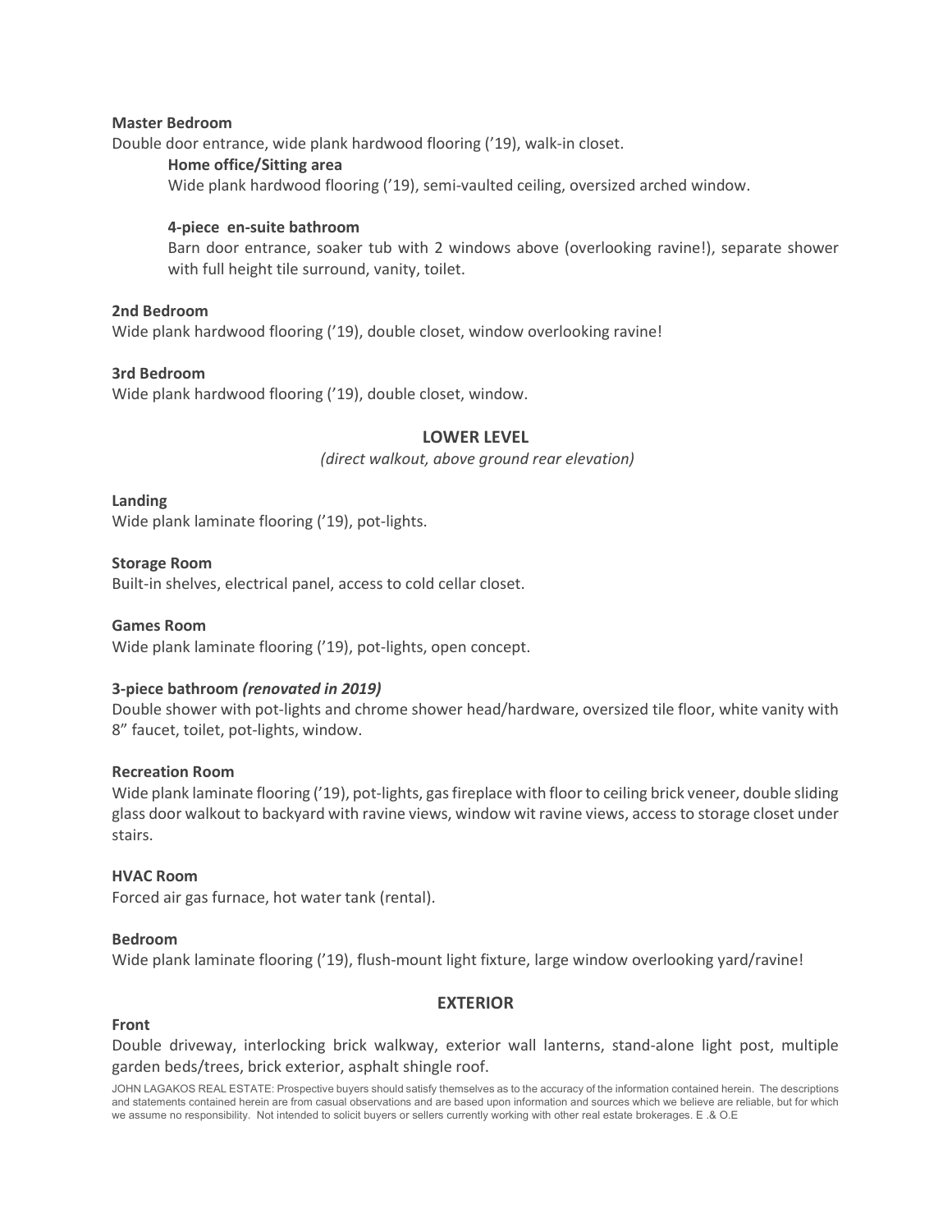**Master Bedroom**

Double door entrance, wide plank hardwood flooring ('19), walk-in closet.

**Home office/Sitting area**

Wide plank hardwood flooring ('19), semi-vaulted ceiling, oversized arched window.

**4-piece en-suite bathroom**

Barn door entrance, soaker tub with 2 windows above (overlooking ravine!), separate shower with full height tile surround, vanity, toilet.

**2nd Bedroom**

Wide plank hardwood flooring ('19), double closet, window overlooking ravine!

**3rd Bedroom**

Wide plank hardwood flooring ('19), double closet, window.

## LOWER LEVEL

*(direct walkout, above ground rear elevation)*

**Landing**

Wide plank laminate flooring ('19), pot-lights.

**Storage Room**

Built-in shelves, electrical panel, access to cold cellar closet.

**Games Room**

Wide plank laminate flooring ('19), pot-lights, open concept.

**3-piece bathroom *(renovated in 2019)***

Double shower with pot-lights and chrome shower head/hardware, oversized tile floor, white vanity with 8" faucet, toilet, pot-lights, window.

**Recreation Room**

Wide plank laminate flooring ('19), pot-lights, gas fireplace with floor to ceiling brick veneer, double sliding glass door walkout to backyard with ravine views, window wit ravine views, access to storage closet under stairs.

**HVAC Room**

Forced air gas furnace, hot water tank (rental).

**Bedroom**

Wide plank laminate flooring ('19), flush-mount light fixture, large window overlooking yard/ravine!

## EXTERIOR

**Front**

Double driveway, interlocking brick walkway, exterior wall lanterns, stand-alone light post, multiple garden beds/trees, brick exterior, asphalt shingle roof.

JOHN LAGAKOS REAL ESTATE: Prospective buyers should satisfy themselves as to the accuracy of the information contained herein. The descriptions and statements contained herein are from casual observations and are based upon information and sources which we believe are reliable, but for which we assume no responsibility. Not intended to solicit buyers or sellers currently working with other real estate brokerages. E .& O.E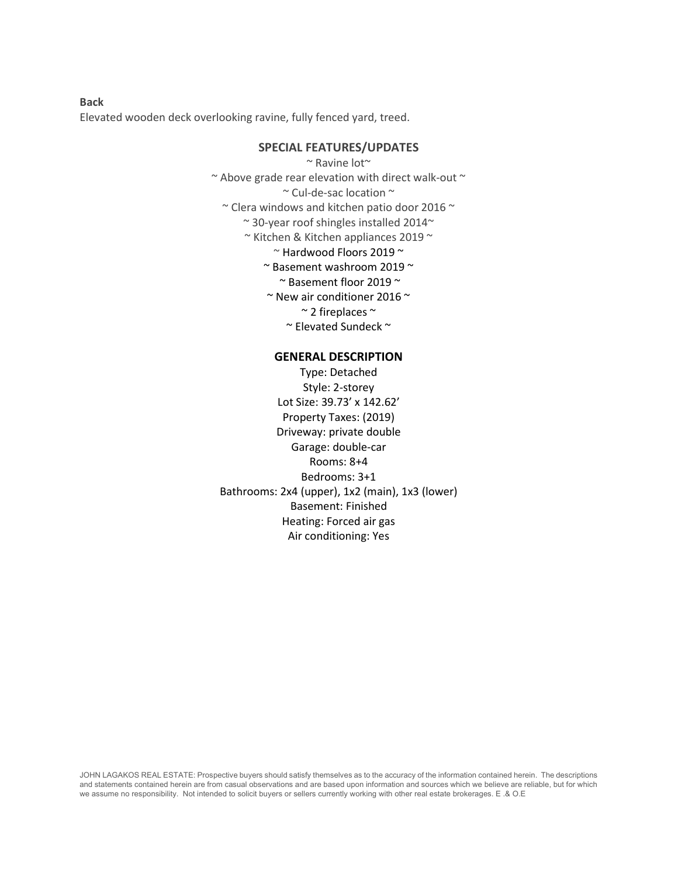**Back**

Elevated wooden deck overlooking ravine, fully fenced yard, treed.

## SPECIAL FEATURES/UPDATES

~ Ravine lot~

~ Above grade rear elevation with direct walk-out ~

~ Cul-de-sac location ~

~ Clera windows and kitchen patio door 2016 ~

~ 30-year roof shingles installed 2014~

~ Kitchen & Kitchen appliances 2019 ~

~ Hardwood Floors 2019 ~

~ Basement washroom 2019 ~

~ Basement floor 2019 ~

~ New air conditioner 2016 ~

~ 2 fireplaces ~

~ Elevated Sundeck ~

## GENERAL DESCRIPTION

Type: Detached

Style: 2-storey

Lot Size: 39.73' x 142.62'

Property Taxes: (2019)

Driveway: private double

Garage: double-car

Rooms: 8+4

Bedrooms: 3+1

Bathrooms: 2x4 (upper), 1x2 (main), 1x3 (lower)

Basement: Finished

Heating: Forced air gas

Air conditioning: Yes

JOHN LAGAKOS REAL ESTATE: Prospective buyers should satisfy themselves as to the accuracy of the information contained herein. The descriptions and statements contained herein are from casual observations and are based upon information and sources which we believe are reliable, but for which we assume no responsibility. Not intended to solicit buyers or sellers currently working with other real estate brokerages. E .& O.E